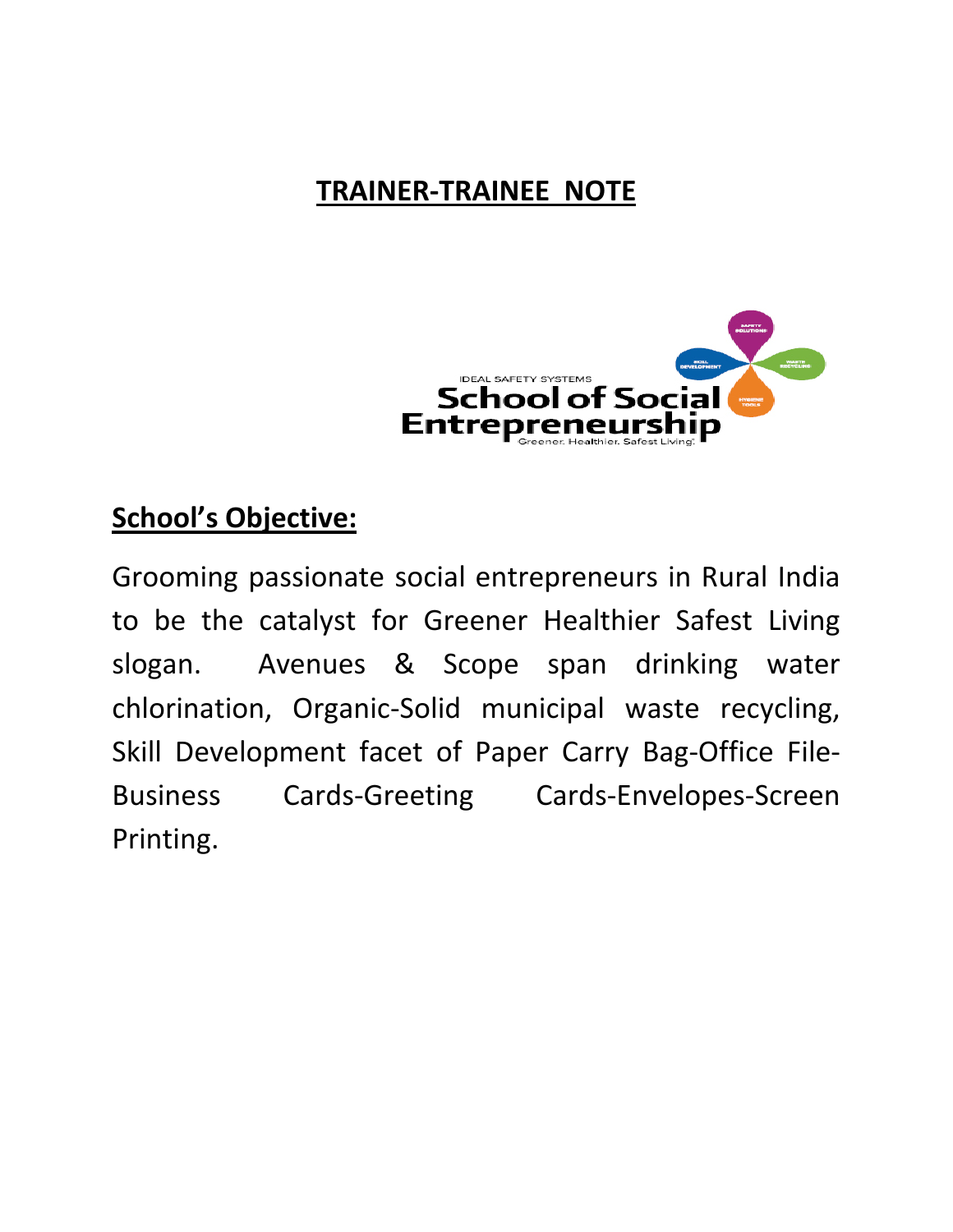# TRAINER-TRAINEE NOTE

IDEAL SAFETY SYSTEMS

School of Social Entrepreneurship

Greener. Healthier. Safest Living.

## School's Objective:

Grooming passionate social entrepreneurs in Rural India to be the catalyst for Greener Healthier Safest Living slogan. Avenues & Scope span drinking water chlorination, Organic-Solid municipal waste recycling, Skill Development facet of Paper Carry Bag-Office File-Business Cards-Greeting Cards-Envelopes-Screen Printing.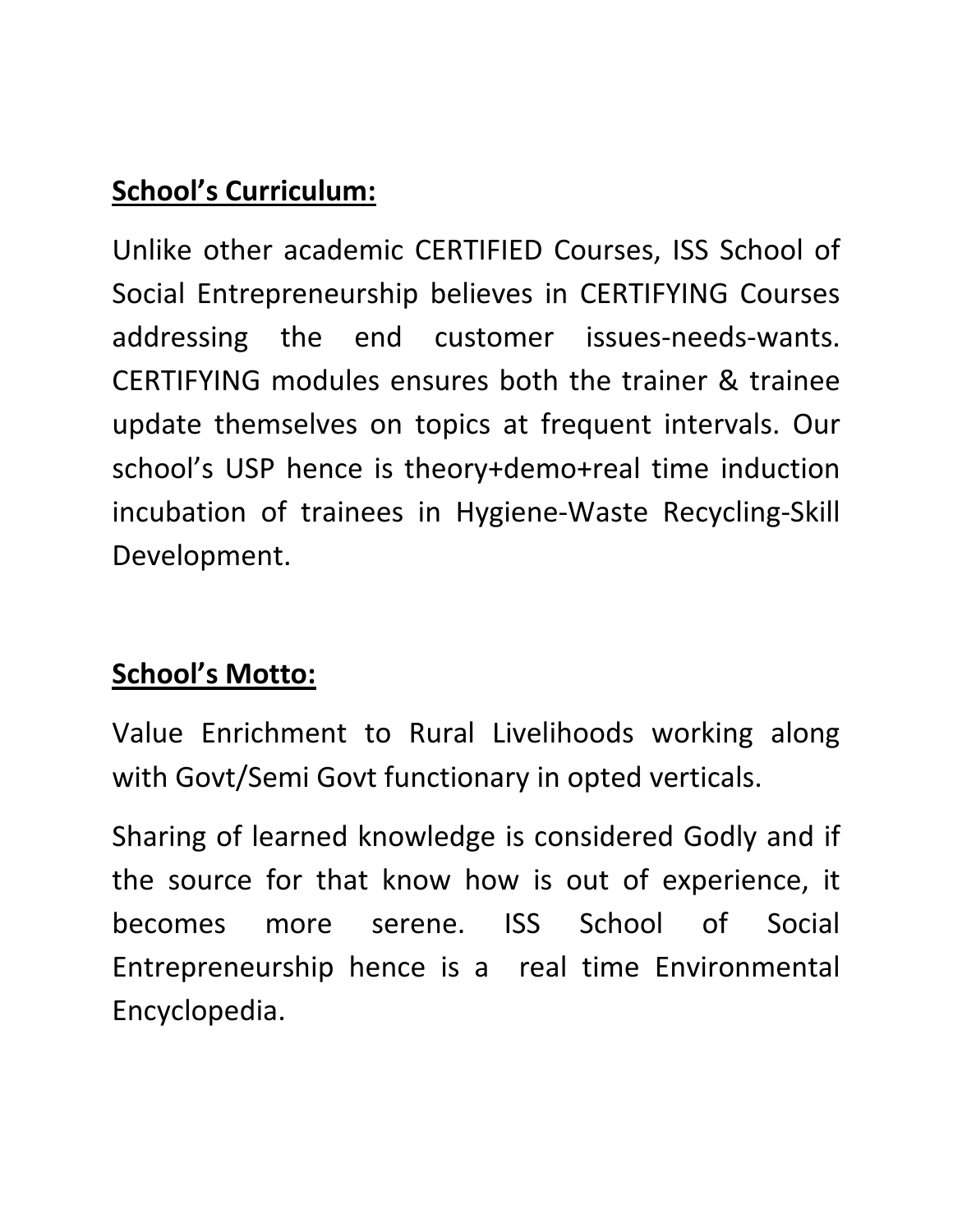**<u>School's Curriculum:</u>**

Unlike other academic CERTIFIED Courses, ISS School of Social Entrepreneurship believes in CERTIFYING Courses addressing the end customer issues-needs-wants. CERTIFYING modules ensures both the trainer & trainee update themselves on topics at frequent intervals. Our school's USP hence is theory+demo+real time induction incubation of trainees in Hygiene-Waste Recycling-Skill Development.

**<u>School's Motto:</u>**

Value Enrichment to Rural Livelihoods working along with Govt/Semi Govt functionary in opted verticals.

Sharing of learned knowledge is considered Godly and if the source for that know how is out of experience, it becomes more serene. ISS School of Social Entrepreneurship hence is a real time Environmental Encyclopedia.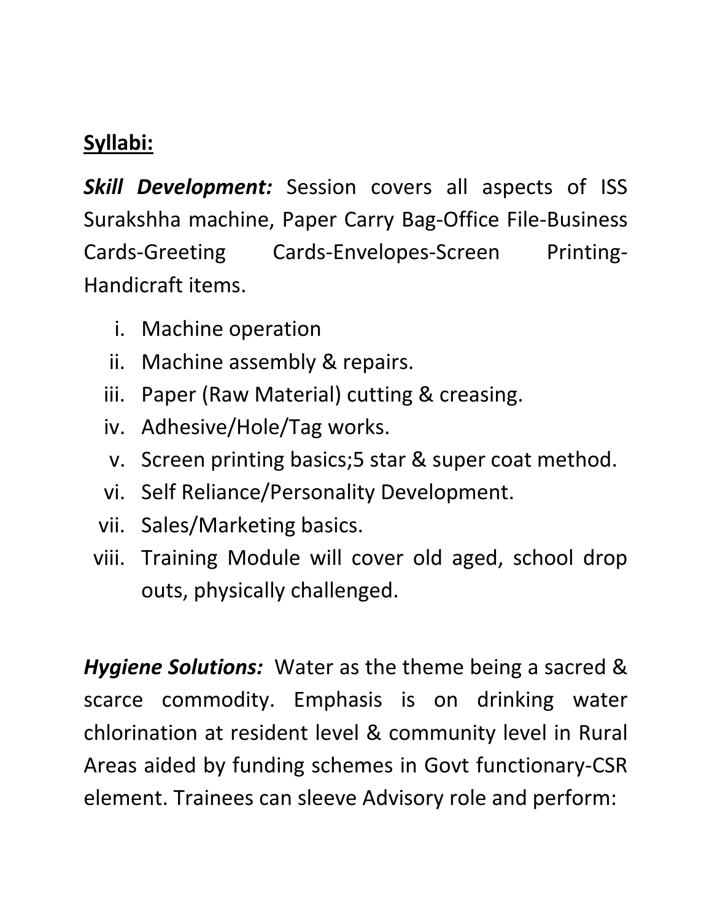**<u>Syllabi:</u>**

***Skill Development:*** Session covers all aspects of ISS Surakshha machine, Paper Carry Bag-Office File-Business Cards-Greeting Cards-Envelopes-Screen Printing-Handicraft items.

i. Machine operation
ii. Machine assembly & repairs.
iii. Paper (Raw Material) cutting & creasing.
iv. Adhesive/Hole/Tag works.
v. Screen printing basics;5 star & super coat method.
vi. Self Reliance/Personality Development.
vii. Sales/Marketing basics.
viii. Training Module will cover old aged, school drop outs, physically challenged.

***Hygiene Solutions:*** Water as the theme being a sacred & scarce commodity. Emphasis is on drinking water chlorination at resident level & community level in Rural Areas aided by funding schemes in Govt functionary-CSR element. Trainees can sleeve Advisory role and perform: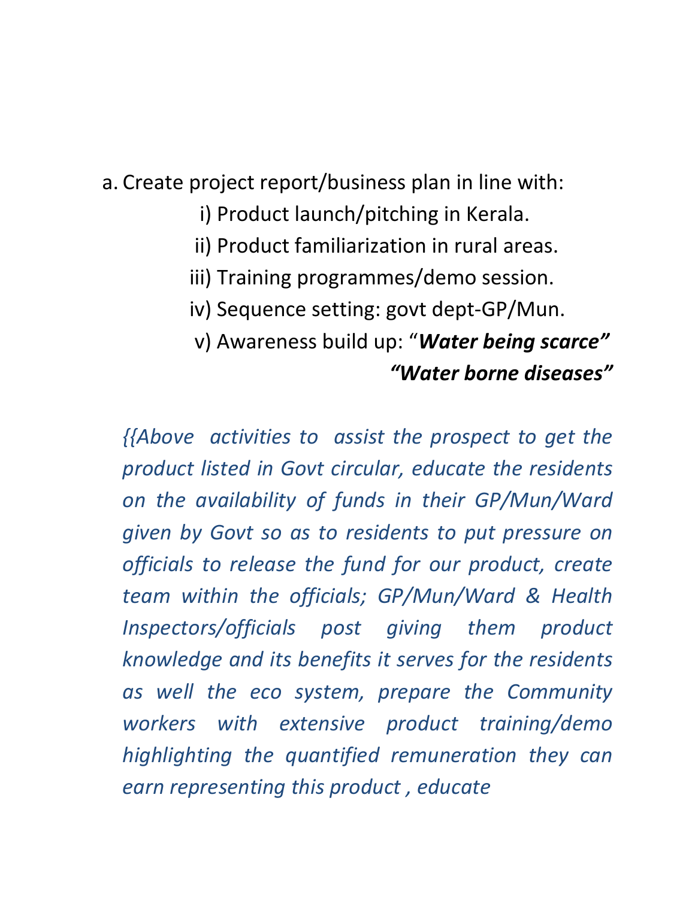a. Create project report/business plan in line with:

   i) Product launch/pitching in Kerala.

   ii) Product familiarization in rural areas.

   iii) Training programmes/demo session.

   iv) Sequence setting: govt dept-GP/Mun.

   v) Awareness build up: "***Water being scarce"***

   ***"Water borne diseases"***

*{{Above activities to assist the prospect to get the product listed in Govt circular, educate the residents on the availability of funds in their GP/Mun/Ward given by Govt so as to residents to put pressure on officials to release the fund for our product, create team within the officials; GP/Mun/Ward & Health Inspectors/officials post giving them product knowledge and its benefits it serves for the residents as well the eco system, prepare the Community workers with extensive product training/demo highlighting the quantified remuneration they can earn representing this product , educate*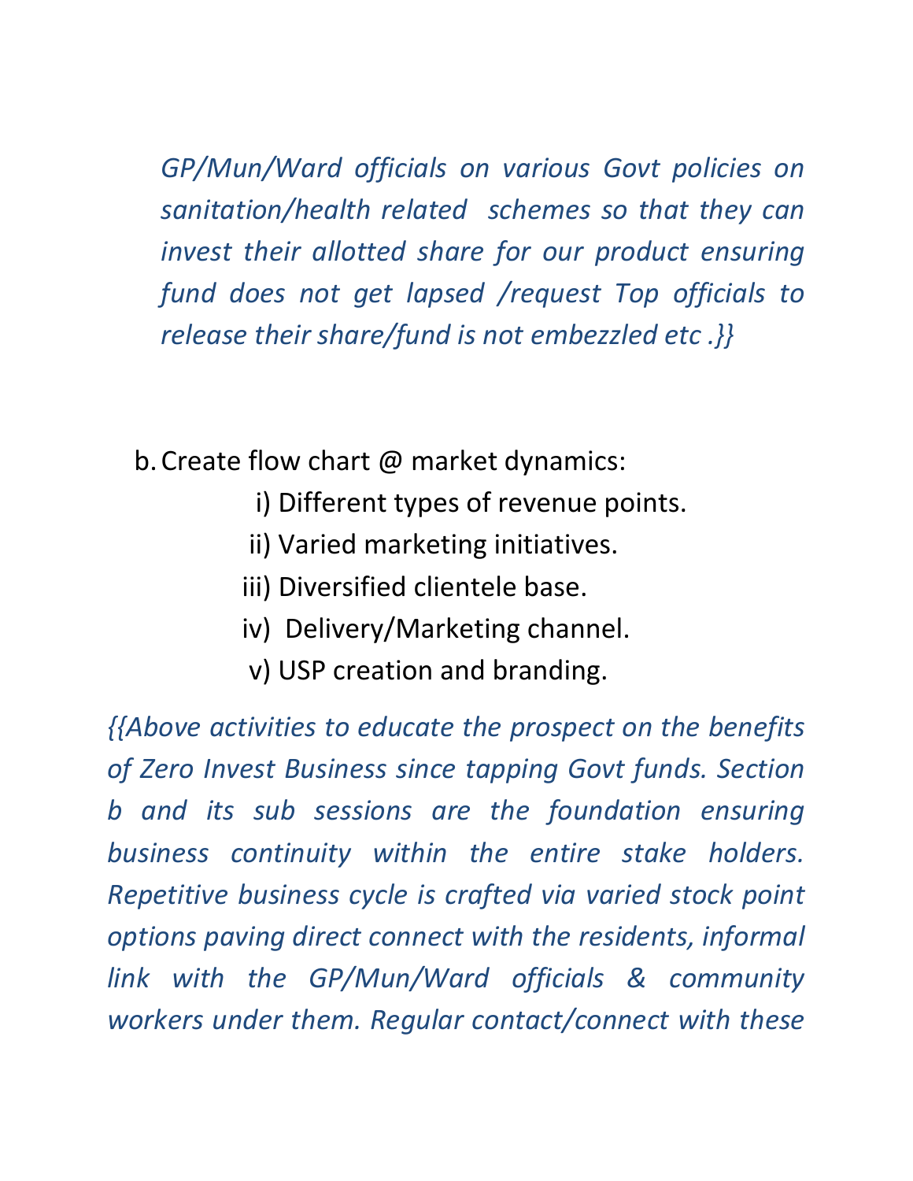*GP/Mun/Ward officials on various Govt policies on sanitation/health related schemes so that they can invest their allotted share for our product ensuring fund does not get lapsed /request Top officials to release their share/fund is not embezzled etc .}}*

b. Create flow chart @ market dynamics:

   i) Different types of revenue points.

   ii) Varied marketing initiatives.

   iii) Diversified clientele base.

   iv) Delivery/Marketing channel.

   v) USP creation and branding.

*{{Above activities to educate the prospect on the benefits of Zero Invest Business since tapping Govt funds. Section b and its sub sessions are the foundation ensuring business continuity within the entire stake holders. Repetitive business cycle is crafted via varied stock point options paving direct connect with the residents, informal link with the GP/Mun/Ward officials & community workers under them. Regular contact/connect with these*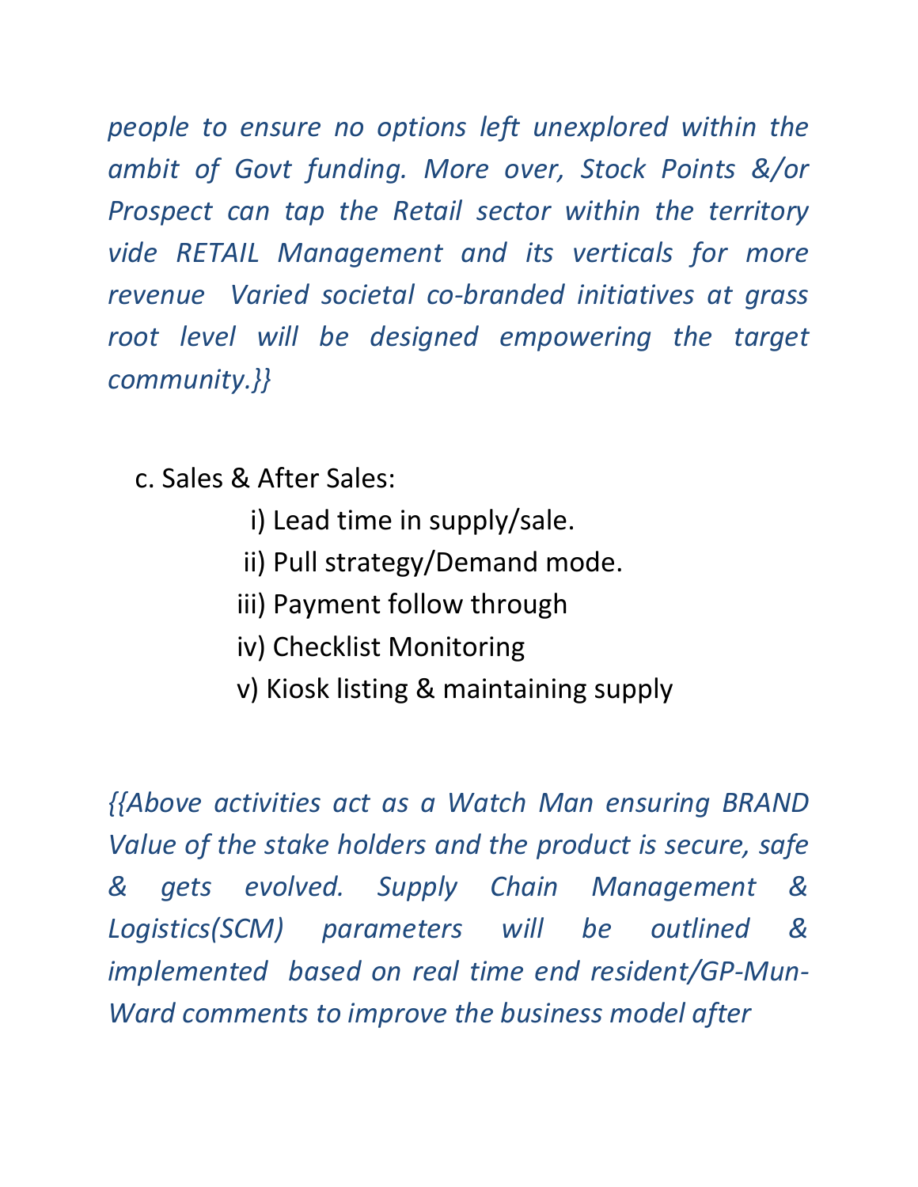*people to ensure no options left unexplored within the ambit of Govt funding. More over, Stock Points &/or Prospect can tap the Retail sector within the territory vide RETAIL Management and its verticals for more revenue Varied societal co-branded initiatives at grass root level will be designed empowering the target community.}}*

c. Sales & After Sales:

i) Lead time in supply/sale.
ii) Pull strategy/Demand mode.
iii) Payment follow through
iv) Checklist Monitoring
v) Kiosk listing & maintaining supply

*{{Above activities act as a Watch Man ensuring BRAND Value of the stake holders and the product is secure, safe & gets evolved. Supply Chain Management & Logistics(SCM) parameters will be outlined & implemented based on real time end resident/GP-Mun-Ward comments to improve the business model after*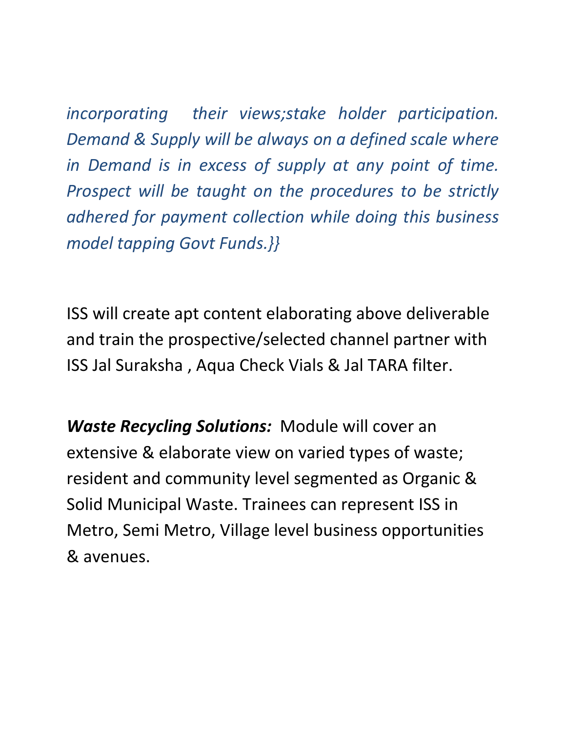*incorporating their views;stake holder participation. Demand & Supply will be always on a defined scale where in Demand is in excess of supply at any point of time. Prospect will be taught on the procedures to be strictly adhered for payment collection while doing this business model tapping Govt Funds.}}*

ISS will create apt content elaborating above deliverable and train the prospective/selected channel partner with ISS Jal Suraksha , Aqua Check Vials & Jal TARA filter.

***Waste Recycling Solutions:*** Module will cover an extensive & elaborate view on varied types of waste; resident and community level segmented as Organic & Solid Municipal Waste. Trainees can represent ISS in Metro, Semi Metro, Village level business opportunities & avenues.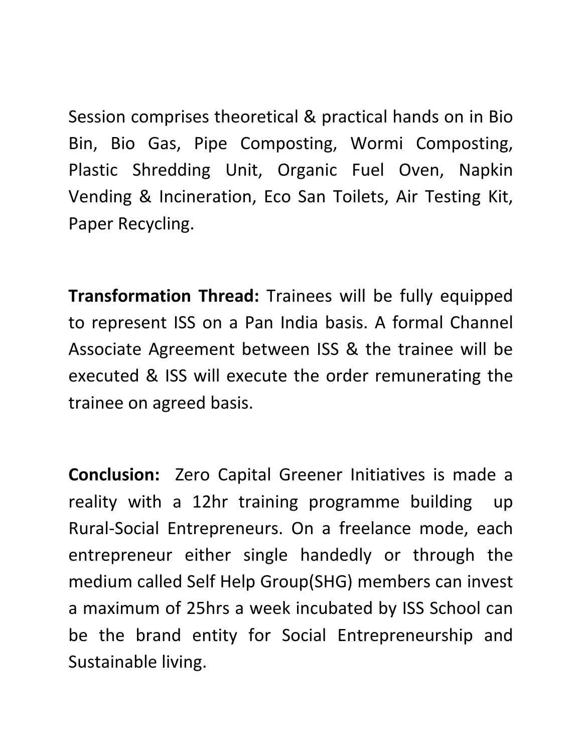Session comprises theoretical & practical hands on in Bio Bin, Bio Gas, Pipe Composting, Wormi Composting, Plastic Shredding Unit, Organic Fuel Oven, Napkin Vending & Incineration, Eco San Toilets, Air Testing Kit, Paper Recycling.

**Transformation Thread:** Trainees will be fully equipped to represent ISS on a Pan India basis. A formal Channel Associate Agreement between ISS & the trainee will be executed & ISS will execute the order remunerating the trainee on agreed basis.

**Conclusion:** Zero Capital Greener Initiatives is made a reality with a 12hr training programme building up Rural-Social Entrepreneurs. On a freelance mode, each entrepreneur either single handedly or through the medium called Self Help Group(SHG) members can invest a maximum of 25hrs a week incubated by ISS School can be the brand entity for Social Entrepreneurship and Sustainable living.